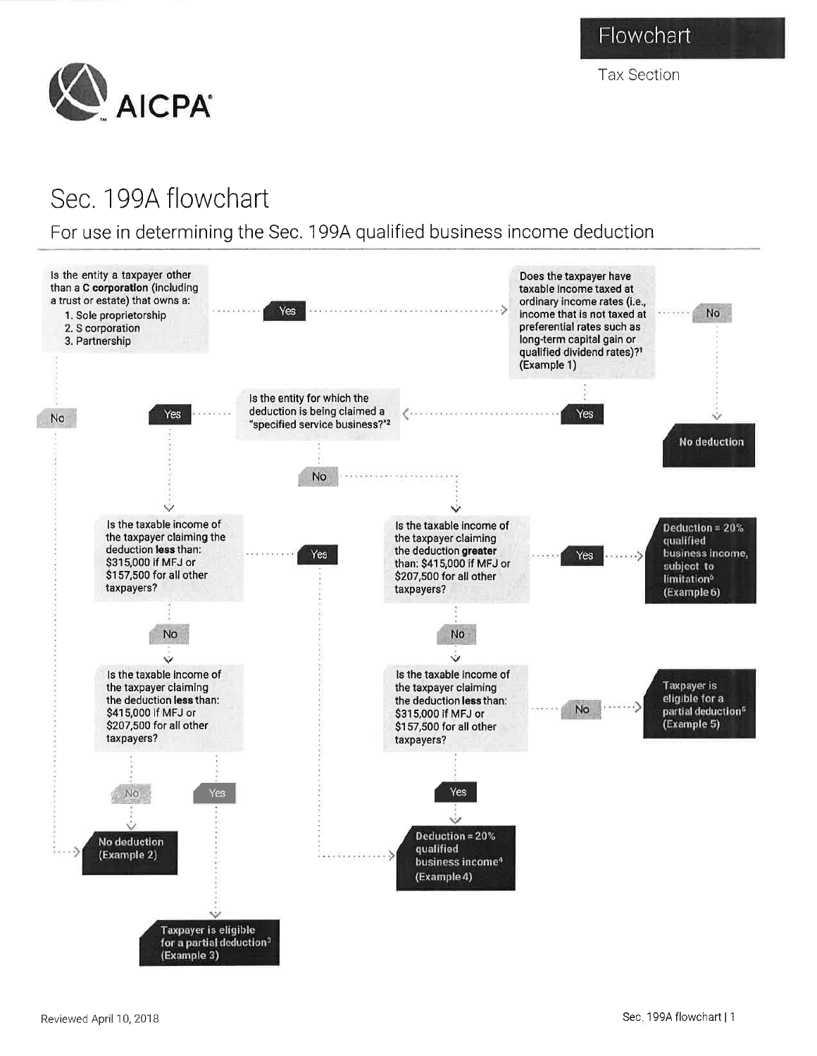Flowchart

Tax Section

AICPA

# Sec. 199A flowchart

## For use in determining the Sec. 199A qualified business income deduction

**Is the entity a taxpayer other than a C corporation (including a trust or estate) that owns a:**
1. Sole proprietorship
2. S corporation
3. Partnership

- **No** → No deduction (Example 2)
- **Yes** → Does the taxpayer have taxable income taxed at ordinary income rates (i.e., income that is not taxed at preferential rates such as long-term capital gain or qualified dividend rates)?[1] (Example 1)
  - **No** → No deduction
  - **Yes** → Is the entity for which the deduction is being claimed a "specified service business?"[2]
    - **Yes** → Is the taxable income of the taxpayer claiming the deduction **less** than: $315,000 if MFJ or $157,500 for all other taxpayers?
      - **Yes** → Deduction = 20% qualified business income[4] (Example 4)
      - **No** → Is the taxable income of the taxpayer claiming the deduction **less** than: $415,000 if MFJ or $207,500 for all other taxpayers?
        - **Yes** → Taxpayer is eligible for a partial deduction[3] (Example 3)
        - **No** → No deduction (Example 2)
    - **No** → Is the taxable income of the taxpayer claiming the deduction **greater** than: $415,000 if MFJ or $207,500 for all other taxpayers?
      - **Yes** → Deduction = 20% qualified business income, subject to limitation[6] (Example 6)
      - **No** → Is the taxable income of the taxpayer claiming the deduction **less** than: $315,000 if MFJ or $157,500 for all other taxpayers?
        - **Yes** → Deduction = 20% qualified business income[4] (Example 4)
        - **No** → Taxpayer is eligible for a partial deduction[5] (Example 5)

Reviewed April 10, 2018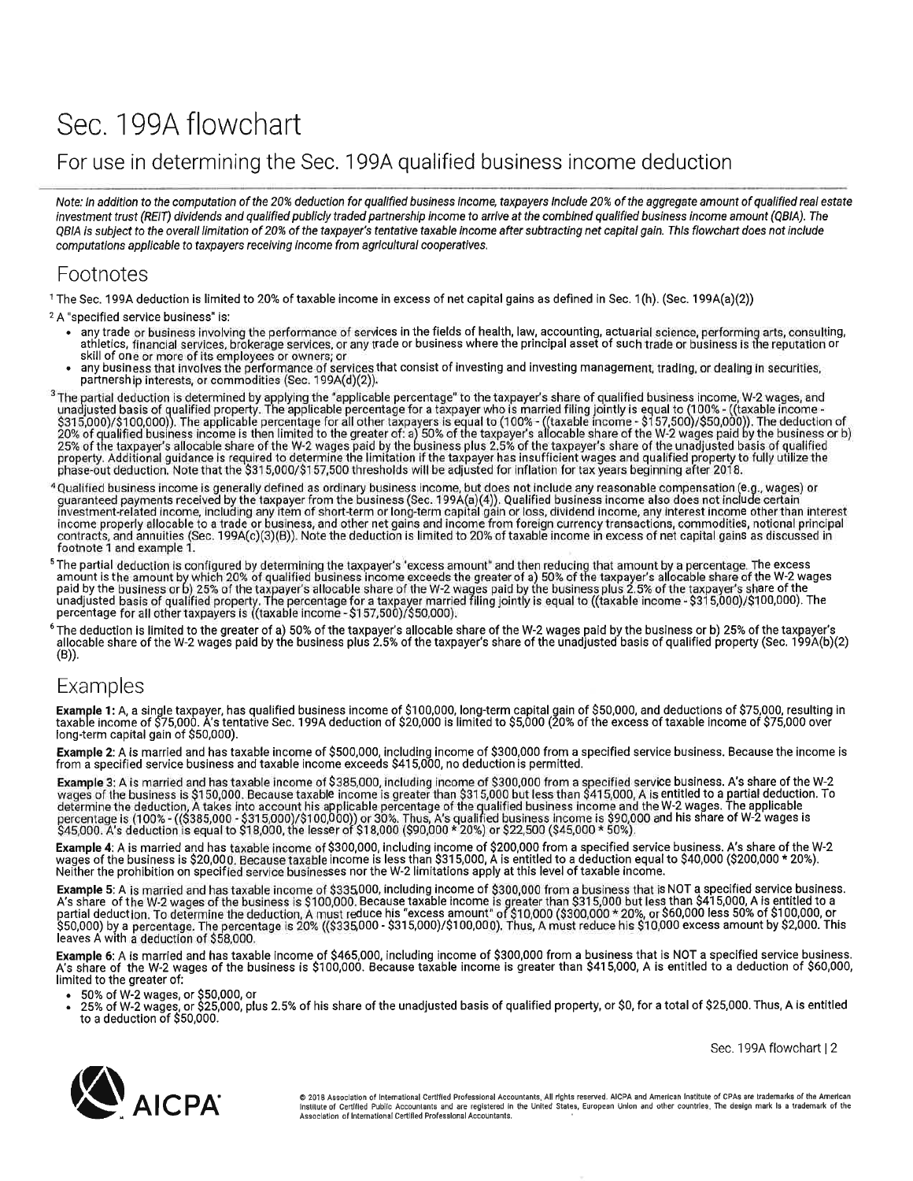# Sec. 199A flowchart

## For use in determining the Sec. 199A qualified business income deduction

*Note: In addition to the computation of the 20% deduction for qualified business income, taxpayers include 20% of the aggregate amount of qualified real estate investment trust (REIT) dividends and qualified publicly traded partnership income to arrive at the combined qualified business income amount (QBIA). The QBIA is subject to the overall limitation of 20% of the taxpayer's tentative taxable income after subtracting net capital gain. This flowchart does not include computations applicable to taxpayers receiving income from agricultural cooperatives.*

## Footnotes

[1] The Sec. 199A deduction is limited to 20% of taxable income in excess of net capital gains as defined in Sec. 1(h). (Sec. 199A(a)(2))

[2] A "specified service business" is:

- any trade or business involving the performance of services in the fields of health, law, accounting, actuarial science, performing arts, consulting, athletics, financial services, brokerage services, or any trade or business where the principal asset of such trade or business is the reputation or skill of one or more of its employees or owners; or
- any business that involves the performance of services that consist of investing and investing management, trading, or dealing in securities, partnership interests, or commodities (Sec. 199A(d)(2)).

[3] The partial deduction is determined by applying the "applicable percentage" to the taxpayer's share of qualified business income, W-2 wages, and unadjusted basis of qualified property. The applicable percentage for a taxpayer who is married filing jointly is equal to (100% - ((taxable income - $315,000)/$100,000)). The applicable percentage for all other taxpayers is equal to (100% - ((taxable income - $157,500)/$50,000)). The deduction of 20% of qualified business income is then limited to the greater of: a) 50% of the taxpayer's allocable share of the W-2 wages paid by the business or b) 25% of the taxpayer's allocable share of the W-2 wages paid by the business plus 2.5% of the taxpayer's share of the unadjusted basis of qualified property. Additional guidance is required to determine the limitation if the taxpayer has insufficient wages and qualified property to fully utilize the phase-out deduction. Note that the $315,000/$157,500 thresholds will be adjusted for inflation for tax years beginning after 2018.

[4] Qualified business income is generally defined as ordinary business income, but does not include any reasonable compensation (e.g., wages) or guaranteed payments received by the taxpayer from the business (Sec. 199A(a)(4)). Qualified business income also does not include certain investment-related income, including any item of short-term or long-term capital gain or loss, dividend income, any interest income other than interest income properly allocable to a trade or business, and other net gains and income from foreign currency transactions, commodities, notional principal contracts, and annuities (Sec. 199A(c)(3)(B)). Note the deduction is limited to 20% of taxable income in excess of net capital gains as discussed in footnote 1 and example 1.

[5] The partial deduction is configured by determining the taxpayer's "excess amount" and then reducing that amount by a percentage. The excess amount is the amount by which 20% of qualified business income exceeds the greater of a) 50% of the taxpayer's allocable share of the W-2 wages paid by the business or b) 25% of the taxpayer's allocable share of the W-2 wages paid by the business plus 2.5% of the taxpayer's share of the unadjusted basis of qualified property. The percentage for a taxpayer married filing jointly is equal to ((taxable income - $315,000)/$100,000). The percentage for all other taxpayers is ((taxable income - $157,500)/$50,000).

[6] The deduction is limited to the greater of a) 50% of the taxpayer's allocable share of the W-2 wages paid by the business or b) 25% of the taxpayer's allocable share of the W-2 wages paid by the business plus 2.5% of the taxpayer's share of the unadjusted basis of qualified property (Sec. 199A(b)(2)(B)).

## Examples

**Example 1:** A, a single taxpayer, has qualified business income of $100,000, long-term capital gain of $50,000, and deductions of $75,000, resulting in taxable income of $75,000. A's tentative Sec. 199A deduction of $20,000 is limited to $5,000 (20% of the excess of taxable income of $75,000 over long-term capital gain of $50,000).

**Example 2:** A is married and has taxable income of $500,000, including income of $300,000 from a specified service business. Because the income is from a specified service business and taxable income exceeds $415,000, no deduction is permitted.

**Example 3:** A is married and has taxable income of $385,000, including income of $300,000 from a specified service business. A's share of the W-2 wages of the business is $150,000. Because taxable income is greater than $315,000 but less than $415,000, A is entitled to a partial deduction. To determine the deduction, A takes into account his applicable percentage of the qualified business income and the W-2 wages. The applicable percentage is (100% - (($385,000 - $315,000)/$100,000)) or 30%. Thus, A's qualified business income is $90,000 and his share of W-2 wages is $45,000. A's deduction is equal to $18,000, the lesser of $18,000 ($90,000 * 20%) or $22,500 ($45,000 * 50%).

**Example 4:** A is married and has taxable income of $300,000, including income of $200,000 from a specified service business. A's share of the W-2 wages of the business is $20,000. Because taxable income is less than $315,000, A is entitled to a deduction equal to $40,000 ($200,000 * 20%). Neither the prohibition on specified service businesses nor the W-2 limitations apply at this level of taxable income.

**Example 5:** A is married and has taxable income of $335,000, including income of $300,000 from a business that is NOT a specified service business. A's share of the W-2 wages of the business is $100,000. Because taxable income is greater than $315,000 but less than $415,000, A is entitled to a partial deduction. To determine the deduction, A must reduce his "excess amount" of $10,000 ($300,000 * 20%, or $60,000 less 50% of $100,000, or $50,000) by a percentage. The percentage is 20% (($335,000 - $315,000)/$100,000). Thus, A must reduce his $10,000 excess amount by $2,000. This leaves A with a deduction of $58,000.

**Example 6:** A is married and has taxable income of $465,000, including income of $300,000 from a business that is NOT a specified service business. A's share of the W-2 wages of the business is $100,000. Because taxable income is greater than $415,000, A is entitled to a deduction of $60,000, limited to the greater of:

- 50% of W-2 wages, or $50,000, or
- 25% of W-2 wages, or $25,000, plus 2.5% of his share of the unadjusted basis of qualified property, or $0, for a total of $25,000. Thus, A is entitled to a deduction of $50,000.

AICPA

© 2018 Association of International Certified Professional Accountants. All rights reserved. AICPA and American Institute of CPAs are trademarks of the American Institute of Certified Public Accountants and are registered in the United States, European Union and other countries. The design mark is a trademark of the Association of International Certified Professional Accountants.